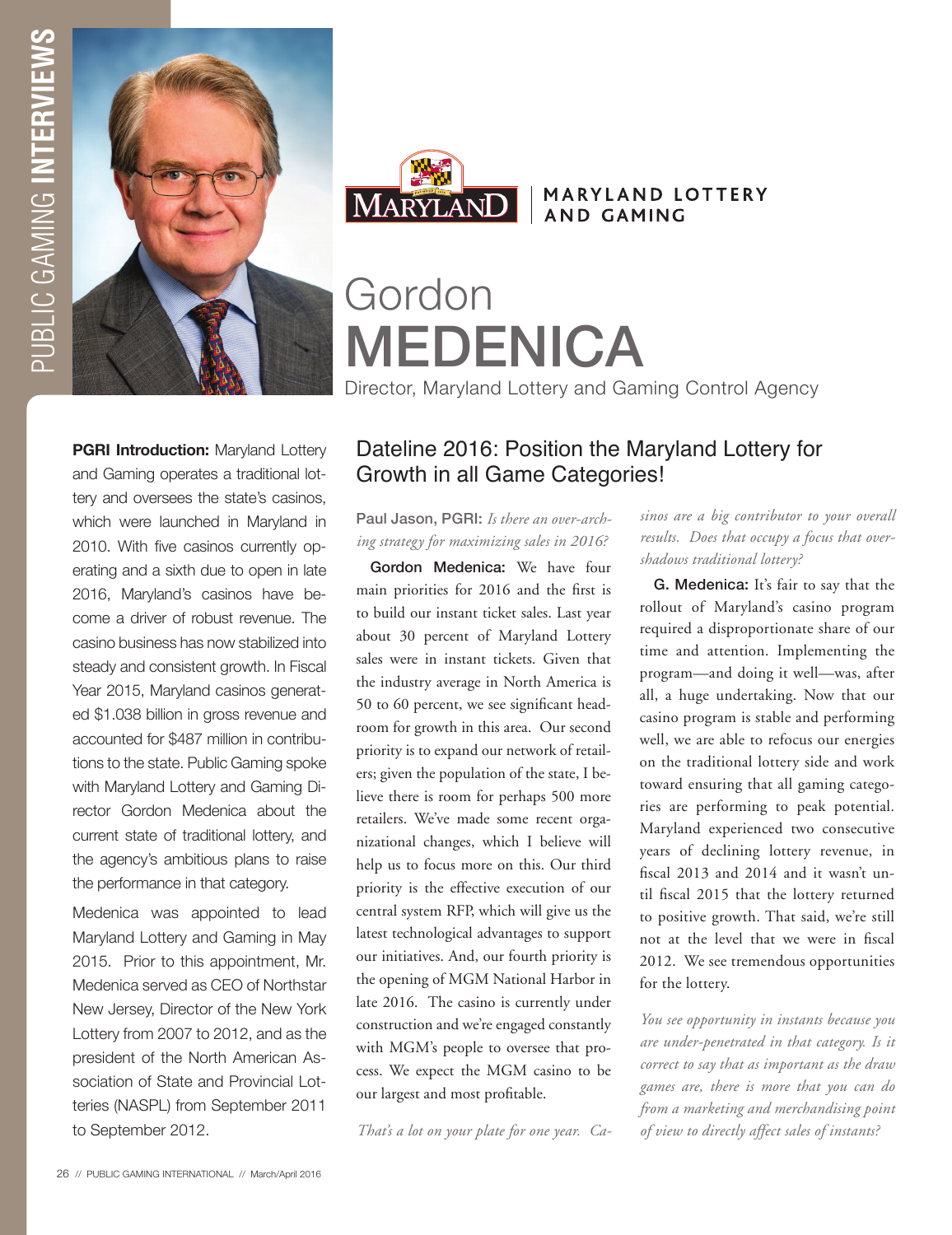MARYLAND LOTTERY AND GAMING

# Gordon MEDENICA

Director, Maryland Lottery and Gaming Control Agency

**PGRI Introduction:** Maryland Lottery and Gaming operates a traditional lottery and oversees the state's casinos, which were launched in Maryland in 2010. With five casinos currently operating and a sixth due to open in late 2016, Maryland's casinos have become a driver of robust revenue. The casino business has now stabilized into steady and consistent growth. In Fiscal Year 2015, Maryland casinos generated $1.038 billion in gross revenue and accounted for $487 million in contributions to the state. Public Gaming spoke with Maryland Lottery and Gaming Director Gordon Medenica about the current state of traditional lottery, and the agency's ambitious plans to raise the performance in that category.

Medenica was appointed to lead Maryland Lottery and Gaming in May 2015. Prior to this appointment, Mr. Medenica served as CEO of Northstar New Jersey, Director of the New York Lottery from 2007 to 2012, and as the president of the North American Association of State and Provincial Lotteries (NASPL) from September 2011 to September 2012.

## Dateline 2016: Position the Maryland Lottery for Growth in all Game Categories!

**Paul Jason, PGRI:** *Is there an over-arching strategy for maximizing sales in 2016?*

**Gordon Medenica:** We have four main priorities for 2016 and the first is to build our instant ticket sales. Last year about 30 percent of Maryland Lottery sales were in instant tickets. Given that the industry average in North America is 50 to 60 percent, we see significant headroom for growth in this area. Our second priority is to expand our network of retailers; given the population of the state, I believe there is room for perhaps 500 more retailers. We've made some recent organizational changes, which I believe will help us to focus more on this. Our third priority is the effective execution of our central system RFP, which will give us the latest technological advantages to support our initiatives. And, our fourth priority is the opening of MGM National Harbor in late 2016. The casino is currently under construction and we're engaged constantly with MGM's people to oversee that process. We expect the MGM casino to be our largest and most profitable.

*That's a lot on your plate for one year. Casinos are a big contributor to your overall results. Does that occupy a focus that overshadows traditional lottery?*

**G. Medenica:** It's fair to say that the rollout of Maryland's casino program required a disproportionate share of our time and attention. Implementing the program—and doing it well—was, after all, a huge undertaking. Now that our casino program is stable and performing well, we are able to refocus our energies on the traditional lottery side and work toward ensuring that all gaming categories are performing to peak potential. Maryland experienced two consecutive years of declining lottery revenue, in fiscal 2013 and 2014 and it wasn't until fiscal 2015 that the lottery returned to positive growth. That said, we're still not at the level that we were in fiscal 2012. We see tremendous opportunities for the lottery.

*You see opportunity in instants because you are under-penetrated in that category. Is it correct to say that as important as the draw games are, there is more that you can do from a marketing and merchandising point of view to directly affect sales of instants?*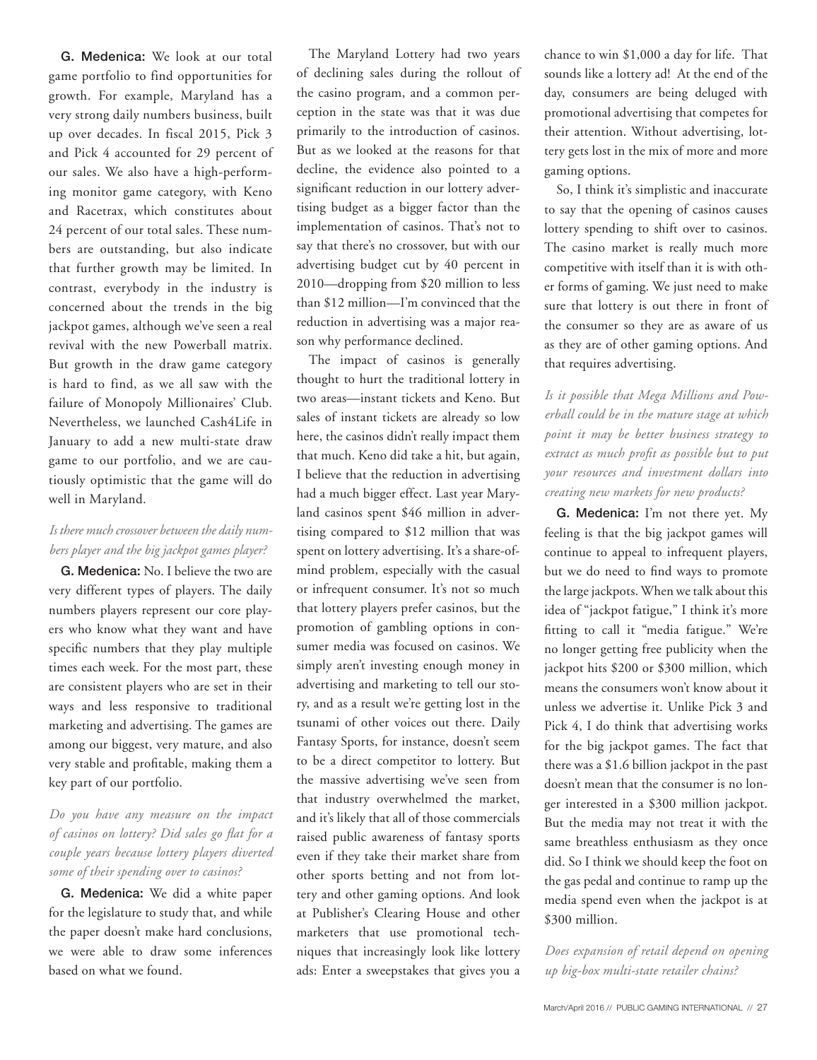**G. Medenica:** We look at our total game portfolio to find opportunities for growth. For example, Maryland has a very strong daily numbers business, built up over decades. In fiscal 2015, Pick 3 and Pick 4 accounted for 29 percent of our sales. We also have a high-performing monitor game category, with Keno and Racetrax, which constitutes about 24 percent of our total sales. These numbers are outstanding, but also indicate that further growth may be limited. In contrast, everybody in the industry is concerned about the trends in the big jackpot games, although we've seen a real revival with the new Powerball matrix. But growth in the draw game category is hard to find, as we all saw with the failure of Monopoly Millionaires' Club. Nevertheless, we launched Cash4Life in January to add a new multi-state draw game to our portfolio, and we are cautiously optimistic that the game will do well in Maryland.

*Is there much crossover between the daily numbers player and the big jackpot games player?*

**G. Medenica:** No. I believe the two are very different types of players. The daily numbers players represent our core players who know what they want and have specific numbers that they play multiple times each week. For the most part, these are consistent players who are set in their ways and less responsive to traditional marketing and advertising. The games are among our biggest, very mature, and also very stable and profitable, making them a key part of our portfolio.

*Do you have any measure on the impact of casinos on lottery? Did sales go flat for a couple years because lottery players diverted some of their spending over to casinos?*

**G. Medenica:** We did a white paper for the legislature to study that, and while the paper doesn't make hard conclusions, we were able to draw some inferences based on what we found.

The Maryland Lottery had two years of declining sales during the rollout of the casino program, and a common perception in the state was that it was due primarily to the introduction of casinos. But as we looked at the reasons for that decline, the evidence also pointed to a significant reduction in our lottery advertising budget as a bigger factor than the implementation of casinos. That's not to say that there's no crossover, but with our advertising budget cut by 40 percent in 2010—dropping from $20 million to less than $12 million—I'm convinced that the reduction in advertising was a major reason why performance declined.

The impact of casinos is generally thought to hurt the traditional lottery in two areas—instant tickets and Keno. But sales of instant tickets are already so low here, the casinos didn't really impact them that much. Keno did take a hit, but again, I believe that the reduction in advertising had a much bigger effect. Last year Maryland casinos spent $46 million in advertising compared to $12 million that was spent on lottery advertising. It's a share-of-mind problem, especially with the casual or infrequent consumer. It's not so much that lottery players prefer casinos, but the promotion of gambling options in consumer media was focused on casinos. We simply aren't investing enough money in advertising and marketing to tell our story, and as a result we're getting lost in the tsunami of other voices out there. Daily Fantasy Sports, for instance, doesn't seem to be a direct competitor to lottery. But the massive advertising we've seen from that industry overwhelmed the market, and it's likely that all of those commercials raised public awareness of fantasy sports even if they take their market share from other sports betting and not from lottery and other gaming options. And look at Publisher's Clearing House and other marketers that use promotional techniques that increasingly look like lottery ads: Enter a sweepstakes that gives you a chance to win $1,000 a day for life. That sounds like a lottery ad! At the end of the day, consumers are being deluged with promotional advertising that competes for their attention. Without advertising, lottery gets lost in the mix of more and more gaming options.

So, I think it's simplistic and inaccurate to say that the opening of casinos causes lottery spending to shift over to casinos. The casino market is really much more competitive with itself than it is with other forms of gaming. We just need to make sure that lottery is out there in front of the consumer so they are as aware of us as they are of other gaming options. And that requires advertising.

*Is it possible that Mega Millions and Powerball could be in the mature stage at which point it may be better business strategy to extract as much profit as possible but to put your resources and investment dollars into creating new markets for new products?*

**G. Medenica:** I'm not there yet. My feeling is that the big jackpot games will continue to appeal to infrequent players, but we do need to find ways to promote the large jackpots. When we talk about this idea of "jackpot fatigue," I think it's more fitting to call it "media fatigue." We're no longer getting free publicity when the jackpot hits $200 or $300 million, which means the consumers won't know about it unless we advertise it. Unlike Pick 3 and Pick 4, I do think that advertising works for the big jackpot games. The fact that there was a $1.6 billion jackpot in the past doesn't mean that the consumer is no longer interested in a $300 million jackpot. But the media may not treat it with the same breathless enthusiasm as they once did. So I think we should keep the foot on the gas pedal and continue to ramp up the media spend even when the jackpot is at $300 million.

*Does expansion of retail depend on opening up big-box multi-state retailer chains?*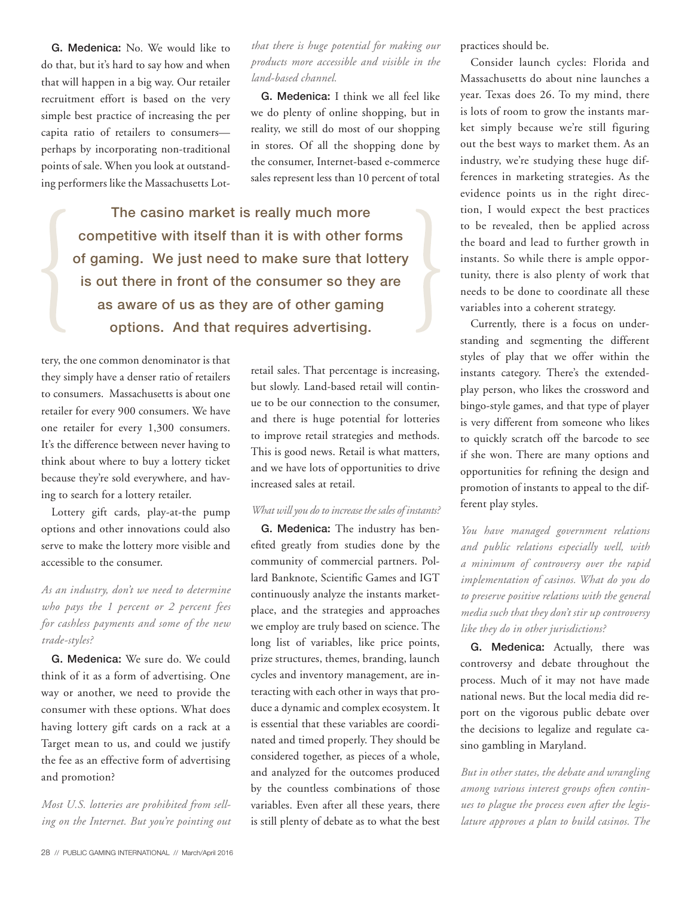**G. Medenica:** No. We would like to do that, but it's hard to say how and when that will happen in a big way. Our retailer recruitment effort is based on the very simple best practice of increasing the per capita ratio of retailers to consumers—perhaps by incorporating non-traditional points of sale. When you look at outstanding performers like the Massachusetts Lottery, the one common denominator is that they simply have a denser ratio of retailers to consumers. Massachusetts is about one retailer for every 900 consumers. We have one retailer for every 1,300 consumers. It's the difference between never having to think about where to buy a lottery ticket because they're sold everywhere, and having to search for a lottery retailer.

Lottery gift cards, play-at-the pump options and other innovations could also serve to make the lottery more visible and accessible to the consumer.

*As an industry, don't we need to determine who pays the 1 percent or 2 percent fees for cashless payments and some of the new trade-styles?*

**G. Medenica:** We sure do. We could think of it as a form of advertising. One way or another, we need to provide the consumer with these options. What does having lottery gift cards on a rack at a Target mean to us, and could we justify the fee as an effective form of advertising and promotion?

*Most U.S. lotteries are prohibited from selling on the Internet. But you're pointing out that there is huge potential for making our products more accessible and visible in the land-based channel.*

**G. Medenica:** I think we all feel like we do plenty of online shopping, but in reality, we still do most of our shopping in stores. Of all the shopping done by the consumer, Internet-based e-commerce sales represent less than 10 percent of total retail sales. That percentage is increasing, but slowly. Land-based retail will continue to be our connection to the consumer, and there is huge potential for lotteries to improve retail strategies and methods. This is good news. Retail is what matters, and we have lots of opportunities to drive increased sales at retail.

> **The casino market is really much more competitive with itself than it is with other forms of gaming. We just need to make sure that lottery is out there in front of the consumer so they are as aware of us as they are of other gaming options. And that requires advertising.**

*What will you do to increase the sales of instants?*

**G. Medenica:** The industry has benefited greatly from studies done by the community of commercial partners. Pollard Banknote, Scientific Games and IGT continuously analyze the instants marketplace, and the strategies and approaches we employ are truly based on science. The long list of variables, like price points, prize structures, themes, branding, launch cycles and inventory management, are interacting with each other in ways that produce a dynamic and complex ecosystem. It is essential that these variables are coordinated and timed properly. They should be considered together, as pieces of a whole, and analyzed for the outcomes produced by the countless combinations of those variables. Even after all these years, there is still plenty of debate as to what the best practices should be.

Consider launch cycles: Florida and Massachusetts do about nine launches a year. Texas does 26. To my mind, there is lots of room to grow the instants market simply because we're still figuring out the best ways to market them. As an industry, we're studying these huge differences in marketing strategies. As the evidence points us in the right direction, I would expect the best practices to be revealed, then be applied across the board and lead to further growth in instants. So while there is ample opportunity, there is also plenty of work that needs to be done to coordinate all these variables into a coherent strategy.

Currently, there is a focus on understanding and segmenting the different styles of play that we offer within the instants category. There's the extended-play person, who likes the crossword and bingo-style games, and that type of player is very different from someone who likes to quickly scratch off the barcode to see if she won. There are many options and opportunities for refining the design and promotion of instants to appeal to the different play styles.

*You have managed government relations and public relations especially well, with a minimum of controversy over the rapid implementation of casinos. What do you do to preserve positive relations with the general media such that they don't stir up controversy like they do in other jurisdictions?*

**G. Medenica:** Actually, there was controversy and debate throughout the process. Much of it may not have made national news. But the local media did report on the vigorous public debate over the decisions to legalize and regulate casino gambling in Maryland.

*But in other states, the debate and wrangling among various interest groups often continues to plague the process even after the legislature approves a plan to build casinos. The*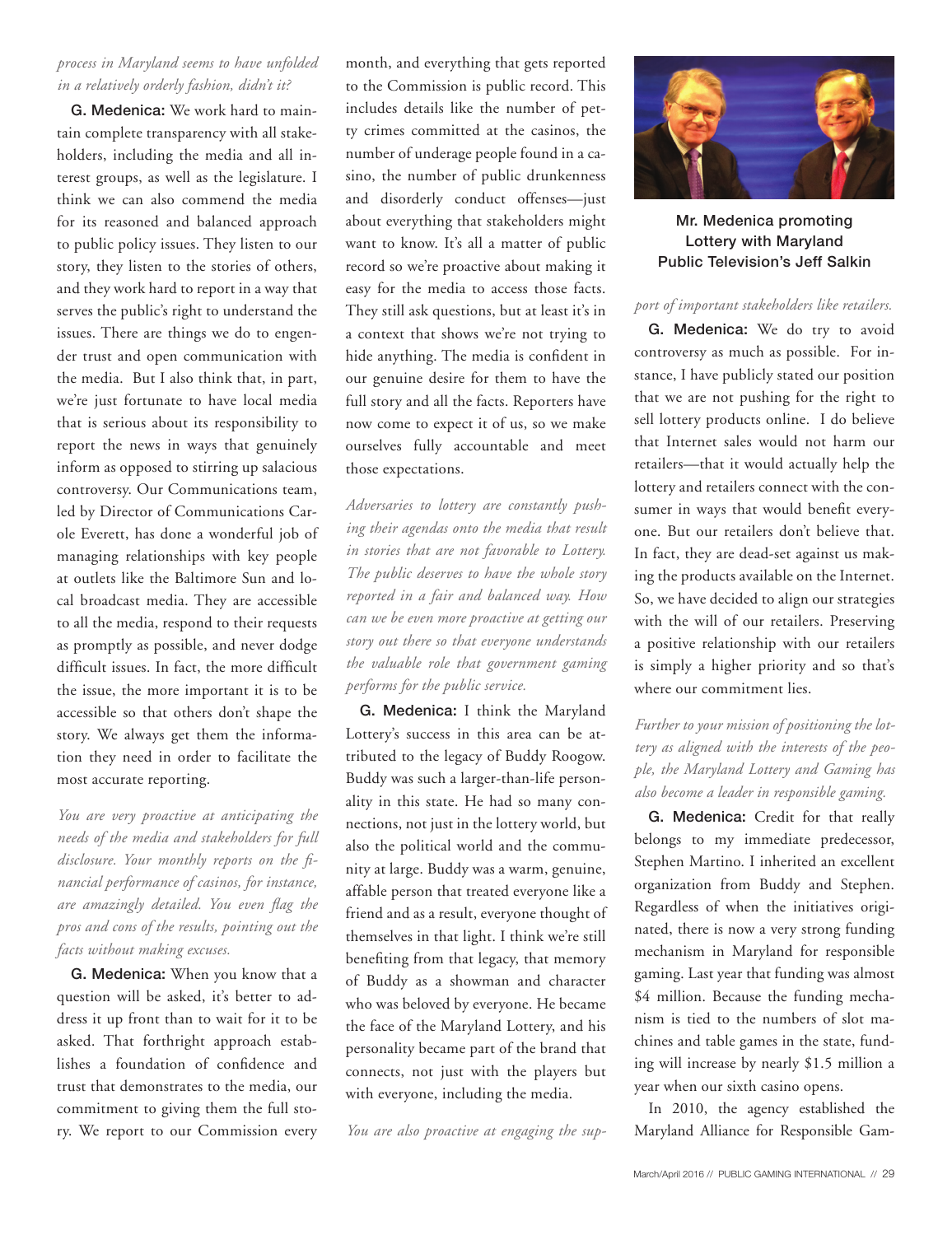*process in Maryland seems to have unfolded in a relatively orderly fashion, didn't it?*

**G. Medenica:** We work hard to maintain complete transparency with all stakeholders, including the media and all interest groups, as well as the legislature. I think we can also commend the media for its reasoned and balanced approach to public policy issues. They listen to our story, they listen to the stories of others, and they work hard to report in a way that serves the public's right to understand the issues. There are things we do to engender trust and open communication with the media. But I also think that, in part, we're just fortunate to have local media that is serious about its responsibility to report the news in ways that genuinely inform as opposed to stirring up salacious controversy. Our Communications team, led by Director of Communications Carole Everett, has done a wonderful job of managing relationships with key people at outlets like the Baltimore Sun and local broadcast media. They are accessible to all the media, respond to their requests as promptly as possible, and never dodge difficult issues. In fact, the more difficult the issue, the more important it is to be accessible so that others don't shape the story. We always get them the information they need in order to facilitate the most accurate reporting.

*You are very proactive at anticipating the needs of the media and stakeholders for full disclosure. Your monthly reports on the financial performance of casinos, for instance, are amazingly detailed. You even flag the pros and cons of the results, pointing out the facts without making excuses.*

**G. Medenica:** When you know that a question will be asked, it's better to address it up front than to wait for it to be asked. That forthright approach establishes a foundation of confidence and trust that demonstrates to the media, our commitment to giving them the full story. We report to our Commission every month, and everything that gets reported to the Commission is public record. This includes details like the number of petty crimes committed at the casinos, the number of underage people found in a casino, the number of public drunkenness and disorderly conduct offenses—just about everything that stakeholders might want to know. It's all a matter of public record so we're proactive about making it easy for the media to access those facts. They still ask questions, but at least it's in a context that shows we're not trying to hide anything. The media is confident in our genuine desire for them to have the full story and all the facts. Reporters have now come to expect it of us, so we make ourselves fully accountable and meet those expectations.

*Adversaries to lottery are constantly pushing their agendas onto the media that result in stories that are not favorable to Lottery. The public deserves to have the whole story reported in a fair and balanced way. How can we be even more proactive at getting our story out there so that everyone understands the valuable role that government gaming performs for the public service.*

**G. Medenica:** I think the Maryland Lottery's success in this area can be attributed to the legacy of Buddy Roogow. Buddy was such a larger-than-life personality in this state. He had so many connections, not just in the lottery world, but also the political world and the community at large. Buddy was a warm, genuine, affable person that treated everyone like a friend and as a result, everyone thought of themselves in that light. I think we're still benefiting from that legacy, that memory of Buddy as a showman and character who was beloved by everyone. He became the face of the Maryland Lottery, and his personality became part of the brand that connects, not just with the players but with everyone, including the media.

*You are also proactive at engaging the support of important stakeholders like retailers.*

Mr. Medenica promoting Lottery with Maryland Public Television's Jeff Salkin

**G. Medenica:** We do try to avoid controversy as much as possible. For instance, I have publicly stated our position that we are not pushing for the right to sell lottery products online. I do believe that Internet sales would not harm our retailers—that it would actually help the lottery and retailers connect with the consumer in ways that would benefit everyone. But our retailers don't believe that. In fact, they are dead-set against us making the products available on the Internet. So, we have decided to align our strategies with the will of our retailers. Preserving a positive relationship with our retailers is simply a higher priority and so that's where our commitment lies.

*Further to your mission of positioning the lottery as aligned with the interests of the people, the Maryland Lottery and Gaming has also become a leader in responsible gaming.*

**G. Medenica:** Credit for that really belongs to my immediate predecessor, Stephen Martino. I inherited an excellent organization from Buddy and Stephen. Regardless of when the initiatives originated, there is now a very strong funding mechanism in Maryland for responsible gaming. Last year that funding was almost $4 million. Because the funding mechanism is tied to the numbers of slot machines and table games in the state, funding will increase by nearly $1.5 million a year when our sixth casino opens.

In 2010, the agency established the Maryland Alliance for Responsible Gam-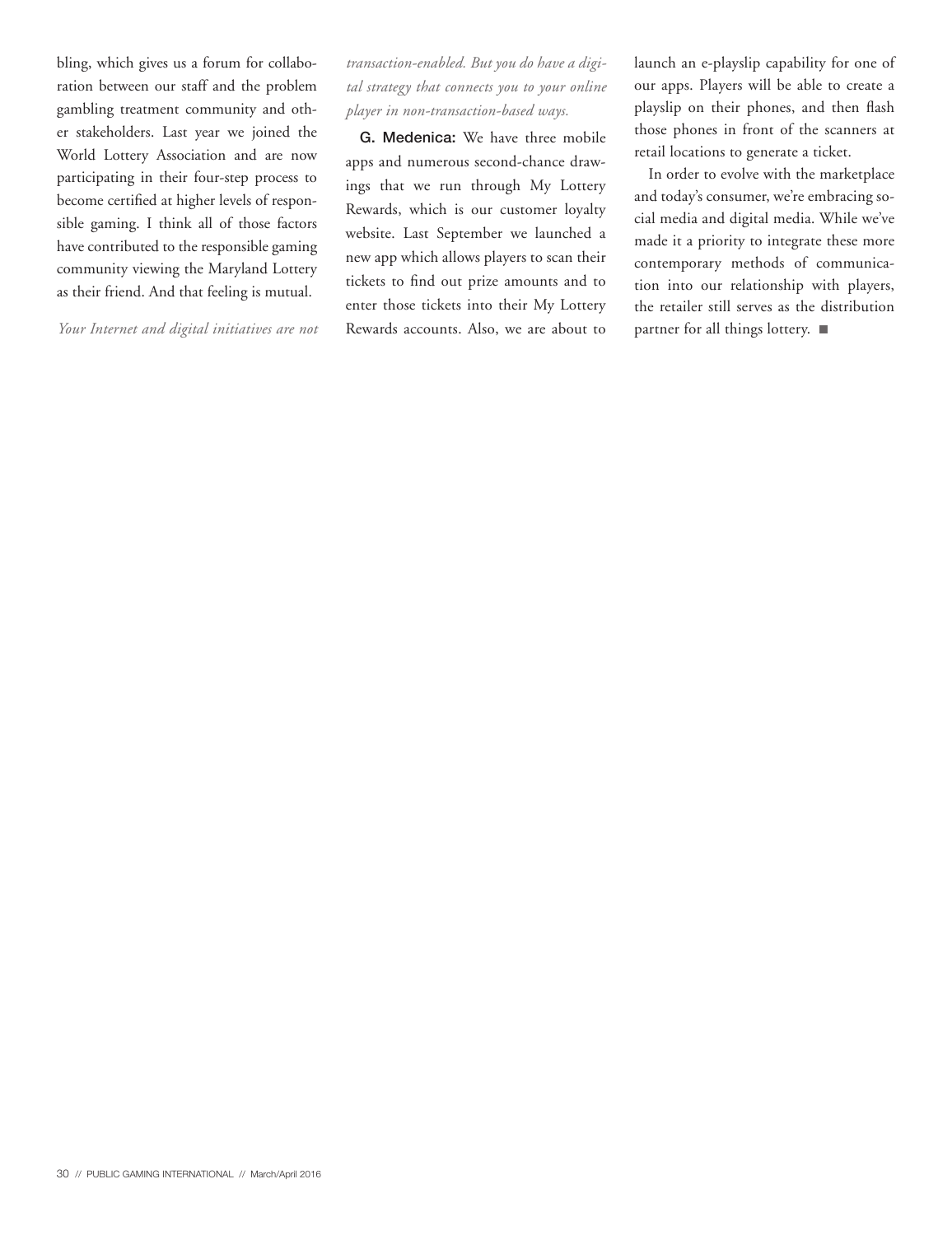bling, which gives us a forum for collaboration between our staff and the problem gambling treatment community and other stakeholders. Last year we joined the World Lottery Association and are now participating in their four-step process to become certified at higher levels of responsible gaming. I think all of those factors have contributed to the responsible gaming community viewing the Maryland Lottery as their friend. And that feeling is mutual.

*Your Internet and digital initiatives are not transaction-enabled. But you do have a digital strategy that connects you to your online player in non-transaction-based ways.*

**G. Medenica:** We have three mobile apps and numerous second-chance drawings that we run through My Lottery Rewards, which is our customer loyalty website. Last September we launched a new app which allows players to scan their tickets to find out prize amounts and to enter those tickets into their My Lottery Rewards accounts. Also, we are about to launch an e-playslip capability for one of our apps. Players will be able to create a playslip on their phones, and then flash those phones in front of the scanners at retail locations to generate a ticket.

In order to evolve with the marketplace and today's consumer, we're embracing social media and digital media. While we've made it a priority to integrate these more contemporary methods of communication into our relationship with players, the retailer still serves as the distribution partner for all things lottery. ■